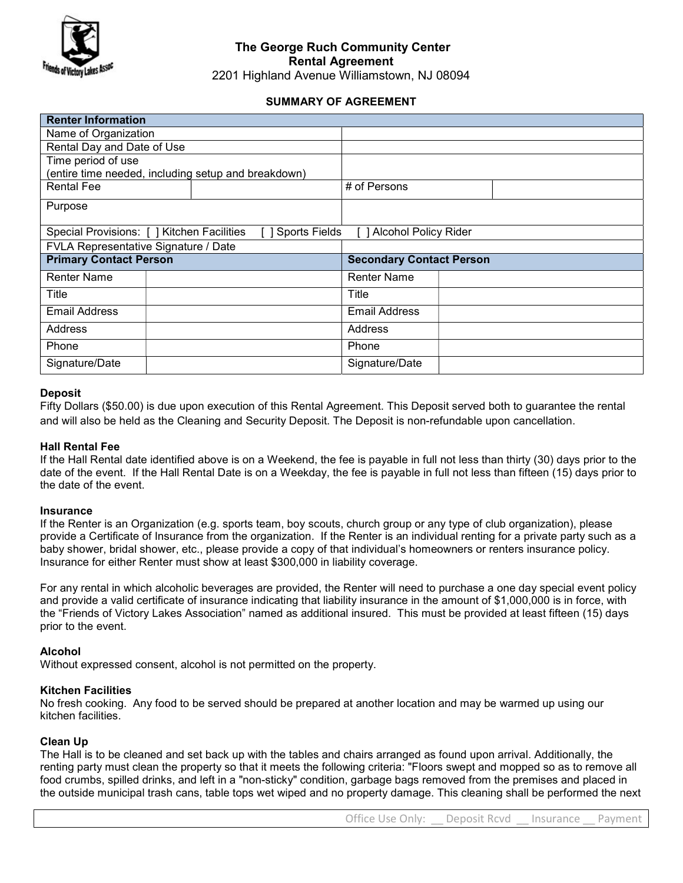**The George Ruch Community Center**
**Rental Agreement**
2201 Highland Avenue Williamstown, NJ 08094

**SUMMARY OF AGREEMENT**

| **Renter Information** | | | |
|---|---|---|---|
| Name of Organization | | | |
| Rental Day and Date of Use | | | |
| Time period of use (entire time needed, including setup and breakdown) | | | |
| Rental Fee | | # of Persons | |
| Purpose | | | |
| Special Provisions: [ ] Kitchen Facilities [ ] Sports Fields [ ] Alcohol Policy Rider | | | |
| FVLA Representative Signature / Date | | | |
| **Primary Contact Person** | | **Secondary Contact Person** | |
| Renter Name | | Renter Name | |
| Title | | Title | |
| Email Address | | Email Address | |
| Address | | Address | |
| Phone | | Phone | |
| Signature/Date | | Signature/Date | |

**Deposit**
Fifty Dollars ($50.00) is due upon execution of this Rental Agreement. This Deposit served both to guarantee the rental and will also be held as the Cleaning and Security Deposit. The Deposit is non-refundable upon cancellation.

**Hall Rental Fee**
If the Hall Rental date identified above is on a Weekend, the fee is payable in full not less than thirty (30) days prior to the date of the event. If the Hall Rental Date is on a Weekday, the fee is payable in full not less than fifteen (15) days prior to the date of the event.

**Insurance**
If the Renter is an Organization (e.g. sports team, boy scouts, church group or any type of club organization), please provide a Certificate of Insurance from the organization. If the Renter is an individual renting for a private party such as a baby shower, bridal shower, etc., please provide a copy of that individual's homeowners or renters insurance policy. Insurance for either Renter must show at least $300,000 in liability coverage.

For any rental in which alcoholic beverages are provided, the Renter will need to purchase a one day special event policy and provide a valid certificate of insurance indicating that liability insurance in the amount of $1,000,000 is in force, with the "Friends of Victory Lakes Association" named as additional insured. This must be provided at least fifteen (15) days prior to the event.

**Alcohol**
Without expressed consent, alcohol is not permitted on the property.

**Kitchen Facilities**
No fresh cooking. Any food to be served should be prepared at another location and may be warmed up using our kitchen facilities.

**Clean Up**
The Hall is to be cleaned and set back up with the tables and chairs arranged as found upon arrival. Additionally, the renting party must clean the property so that it meets the following criteria: "Floors swept and mopped so as to remove all food crumbs, spilled drinks, and left in a "non-sticky" condition, garbage bags removed from the premises and placed in the outside municipal trash cans, table tops wet wiped and no property damage. This cleaning shall be performed the next

Office Use Only: __ Deposit Rcvd __ Insurance __ Payment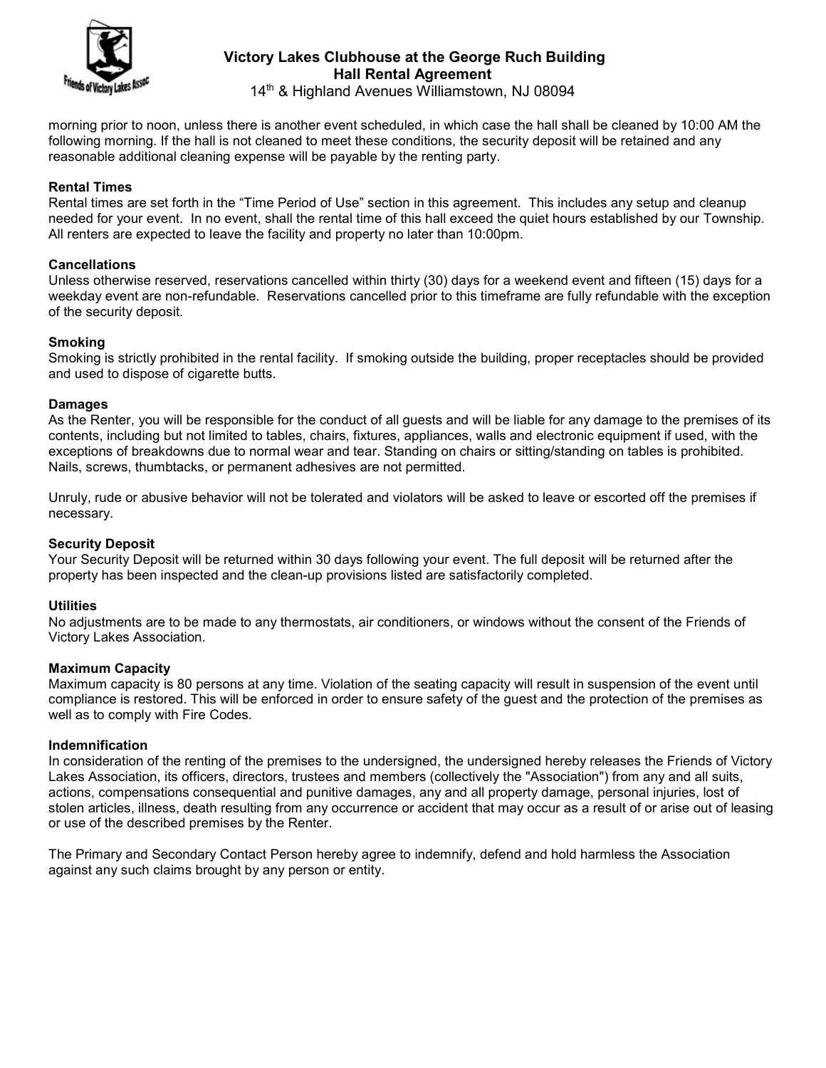morning prior to noon, unless there is another event scheduled, in which case the hall shall be cleaned by 10:00 AM the following morning. If the hall is not cleaned to meet these conditions, the security deposit will be retained and any reasonable additional cleaning expense will be payable by the renting party.

**Rental Times**

Rental times are set forth in the "Time Period of Use" section in this agreement. This includes any setup and cleanup needed for your event. In no event, shall the rental time of this hall exceed the quiet hours established by our Township. All renters are expected to leave the facility and property no later than 10:00pm.

**Cancellations**

Unless otherwise reserved, reservations cancelled within thirty (30) days for a weekend event and fifteen (15) days for a weekday event are non-refundable. Reservations cancelled prior to this timeframe are fully refundable with the exception of the security deposit.

**Smoking**

Smoking is strictly prohibited in the rental facility. If smoking outside the building, proper receptacles should be provided and used to dispose of cigarette butts.

**Damages**

As the Renter, you will be responsible for the conduct of all guests and will be liable for any damage to the premises of its contents, including but not limited to tables, chairs, fixtures, appliances, walls and electronic equipment if used, with the exceptions of breakdowns due to normal wear and tear. Standing on chairs or sitting/standing on tables is prohibited. Nails, screws, thumbtacks, or permanent adhesives are not permitted.

Unruly, rude or abusive behavior will not be tolerated and violators will be asked to leave or escorted off the premises if necessary.

**Security Deposit**

Your Security Deposit will be returned within 30 days following your event. The full deposit will be returned after the property has been inspected and the clean-up provisions listed are satisfactorily completed.

**Utilities**

No adjustments are to be made to any thermostats, air conditioners, or windows without the consent of the Friends of Victory Lakes Association.

**Maximum Capacity**

Maximum capacity is 80 persons at any time. Violation of the seating capacity will result in suspension of the event until compliance is restored. This will be enforced in order to ensure safety of the guest and the protection of the premises as well as to comply with Fire Codes.

**Indemnification**

In consideration of the renting of the premises to the undersigned, the undersigned hereby releases the Friends of Victory Lakes Association, its officers, directors, trustees and members (collectively the "Association") from any and all suits, actions, compensations consequential and punitive damages, any and all property damage, personal injuries, lost of stolen articles, illness, death resulting from any occurrence or accident that may occur as a result of or arise out of leasing or use of the described premises by the Renter.

The Primary and Secondary Contact Person hereby agree to indemnify, defend and hold harmless the Association against any such claims brought by any person or entity.